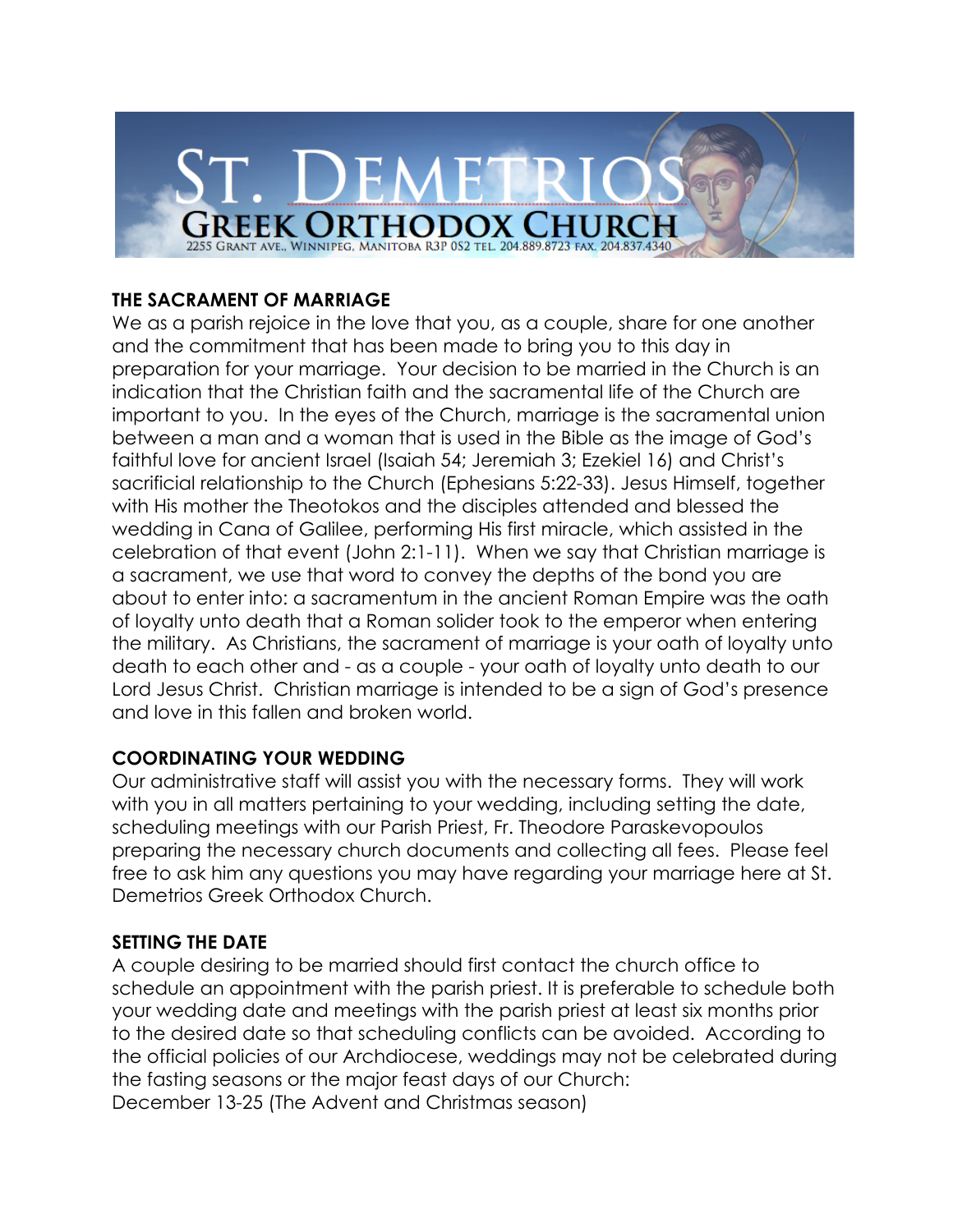# ST. DEMETRIOS GREEK ORTHODOX CHURCH

2255 GRANT AVE., WINNIPEG, MANITOBA R3P 0S2 TEL. 204.889.8723 FAX. 204.837.4340

## THE SACRAMENT OF MARRIAGE

We as a parish rejoice in the love that you, as a couple, share for one another and the commitment that has been made to bring you to this day in preparation for your marriage. Your decision to be married in the Church is an indication that the Christian faith and the sacramental life of the Church are important to you. In the eyes of the Church, marriage is the sacramental union between a man and a woman that is used in the Bible as the image of God's faithful love for ancient Israel (Isaiah 54; Jeremiah 3; Ezekiel 16) and Christ's sacrificial relationship to the Church (Ephesians 5:22-33). Jesus Himself, together with His mother the Theotokos and the disciples attended and blessed the wedding in Cana of Galilee, performing His first miracle, which assisted in the celebration of that event (John 2:1-11). When we say that Christian marriage is a sacrament, we use that word to convey the depths of the bond you are about to enter into: a sacramentum in the ancient Roman Empire was the oath of loyalty unto death that a Roman solider took to the emperor when entering the military. As Christians, the sacrament of marriage is your oath of loyalty unto death to each other and - as a couple - your oath of loyalty unto death to our Lord Jesus Christ. Christian marriage is intended to be a sign of God's presence and love in this fallen and broken world.

## COORDINATING YOUR WEDDING

Our administrative staff will assist you with the necessary forms. They will work with you in all matters pertaining to your wedding, including setting the date, scheduling meetings with our Parish Priest, Fr. Theodore Paraskevopoulos preparing the necessary church documents and collecting all fees. Please feel free to ask him any questions you may have regarding your marriage here at St. Demetrios Greek Orthodox Church.

## SETTING THE DATE

A couple desiring to be married should first contact the church office to schedule an appointment with the parish priest. It is preferable to schedule both your wedding date and meetings with the parish priest at least six months prior to the desired date so that scheduling conflicts can be avoided. According to the official policies of our Archdiocese, weddings may not be celebrated during the fasting seasons or the major feast days of our Church:

December 13-25 (The Advent and Christmas season)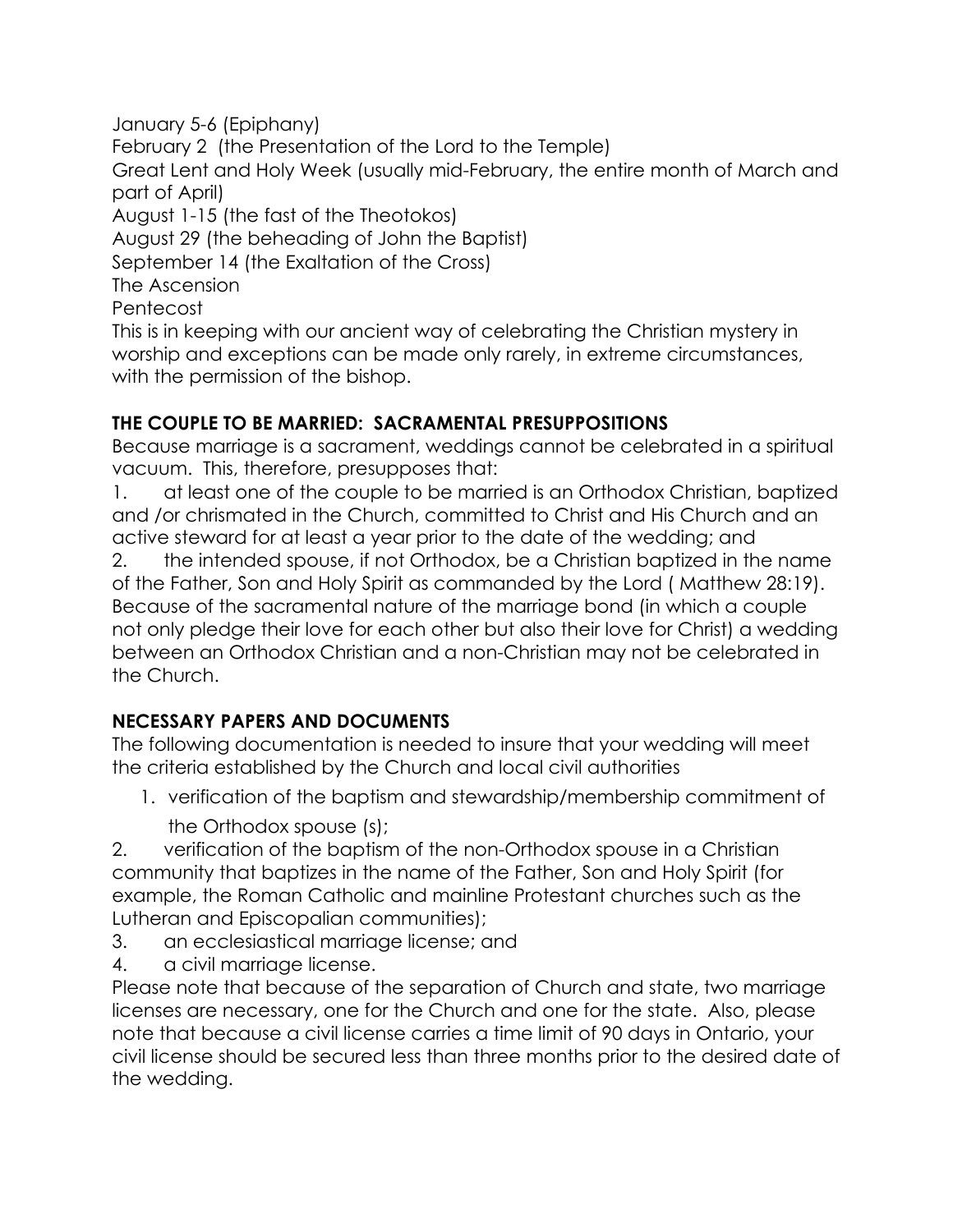January 5-6 (Epiphany)
February 2 (the Presentation of the Lord to the Temple)
Great Lent and Holy Week (usually mid-February, the entire month of March and part of April)
August 1-15 (the fast of the Theotokos)
August 29 (the beheading of John the Baptist)
September 14 (the Exaltation of the Cross)
The Ascension
Pentecost
This is in keeping with our ancient way of celebrating the Christian mystery in worship and exceptions can be made only rarely, in extreme circumstances, with the permission of the bishop.

**THE COUPLE TO BE MARRIED: SACRAMENTAL PRESUPPOSITIONS**

Because marriage is a sacrament, weddings cannot be celebrated in a spiritual vacuum. This, therefore, presupposes that:

1. at least one of the couple to be married is an Orthodox Christian, baptized and /or chrismated in the Church, committed to Christ and His Church and an active steward for at least a year prior to the date of the wedding; and
2. the intended spouse, if not Orthodox, be a Christian baptized in the name of the Father, Son and Holy Spirit as commanded by the Lord ( Matthew 28:19).

Because of the sacramental nature of the marriage bond (in which a couple not only pledge their love for each other but also their love for Christ) a wedding between an Orthodox Christian and a non-Christian may not be celebrated in the Church.

**NECESSARY PAPERS AND DOCUMENTS**

The following documentation is needed to insure that your wedding will meet the criteria established by the Church and local civil authorities

1. verification of the baptism and stewardship/membership commitment of the Orthodox spouse (s);
2. verification of the baptism of the non-Orthodox spouse in a Christian community that baptizes in the name of the Father, Son and Holy Spirit (for example, the Roman Catholic and mainline Protestant churches such as the Lutheran and Episcopalian communities);
3. an ecclesiastical marriage license; and
4. a civil marriage license.

Please note that because of the separation of Church and state, two marriage licenses are necessary, one for the Church and one for the state. Also, please note that because a civil license carries a time limit of 90 days in Ontario, your civil license should be secured less than three months prior to the desired date of the wedding.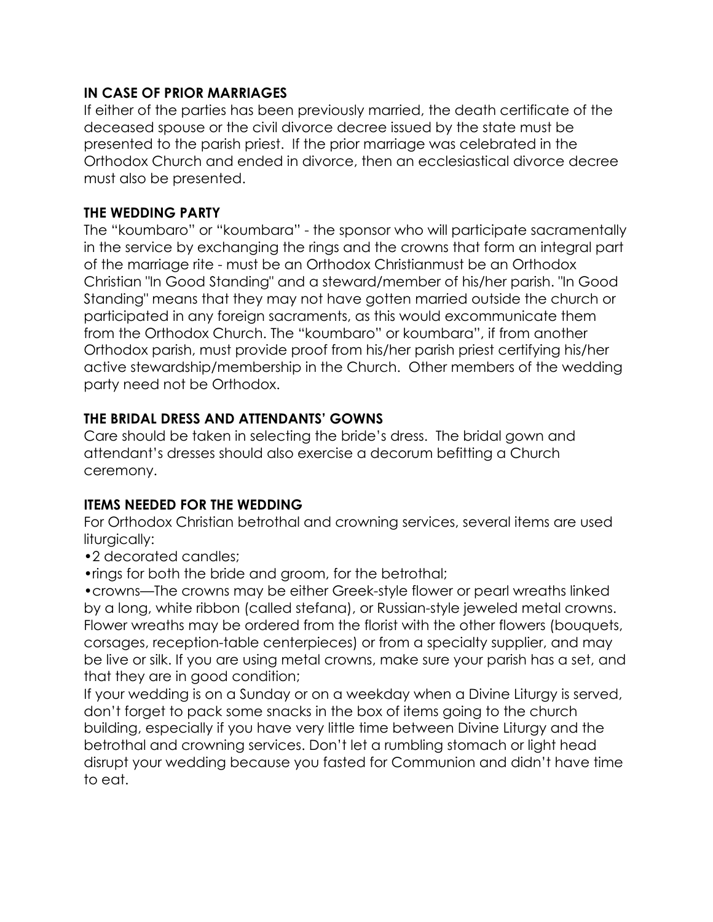**IN CASE OF PRIOR MARRIAGES**

If either of the parties has been previously married, the death certificate of the deceased spouse or the civil divorce decree issued by the state must be presented to the parish priest. If the prior marriage was celebrated in the Orthodox Church and ended in divorce, then an ecclesiastical divorce decree must also be presented.

**THE WEDDING PARTY**

The "koumbaro" or "koumbara" - the sponsor who will participate sacramentally in the service by exchanging the rings and the crowns that form an integral part of the marriage rite - must be an Orthodox Christianmust be an Orthodox Christian "In Good Standing" and a steward/member of his/her parish. "In Good Standing" means that they may not have gotten married outside the church or participated in any foreign sacraments, as this would excommunicate them from the Orthodox Church. The "koumbaro" or koumbara", if from another Orthodox parish, must provide proof from his/her parish priest certifying his/her active stewardship/membership in the Church. Other members of the wedding party need not be Orthodox.

**THE BRIDAL DRESS AND ATTENDANTS' GOWNS**

Care should be taken in selecting the bride's dress. The bridal gown and attendant's dresses should also exercise a decorum befitting a Church ceremony.

**ITEMS NEEDED FOR THE WEDDING**

For Orthodox Christian betrothal and crowning services, several items are used liturgically:

- 2 decorated candles;
- rings for both the bride and groom, for the betrothal;
- crowns—The crowns may be either Greek-style flower or pearl wreaths linked by a long, white ribbon (called stefana), or Russian-style jeweled metal crowns. Flower wreaths may be ordered from the florist with the other flowers (bouquets, corsages, reception-table centerpieces) or from a specialty supplier, and may be live or silk. If you are using metal crowns, make sure your parish has a set, and that they are in good condition;

If your wedding is on a Sunday or on a weekday when a Divine Liturgy is served, don't forget to pack some snacks in the box of items going to the church building, especially if you have very little time between Divine Liturgy and the betrothal and crowning services. Don't let a rumbling stomach or light head disrupt your wedding because you fasted for Communion and didn't have time to eat.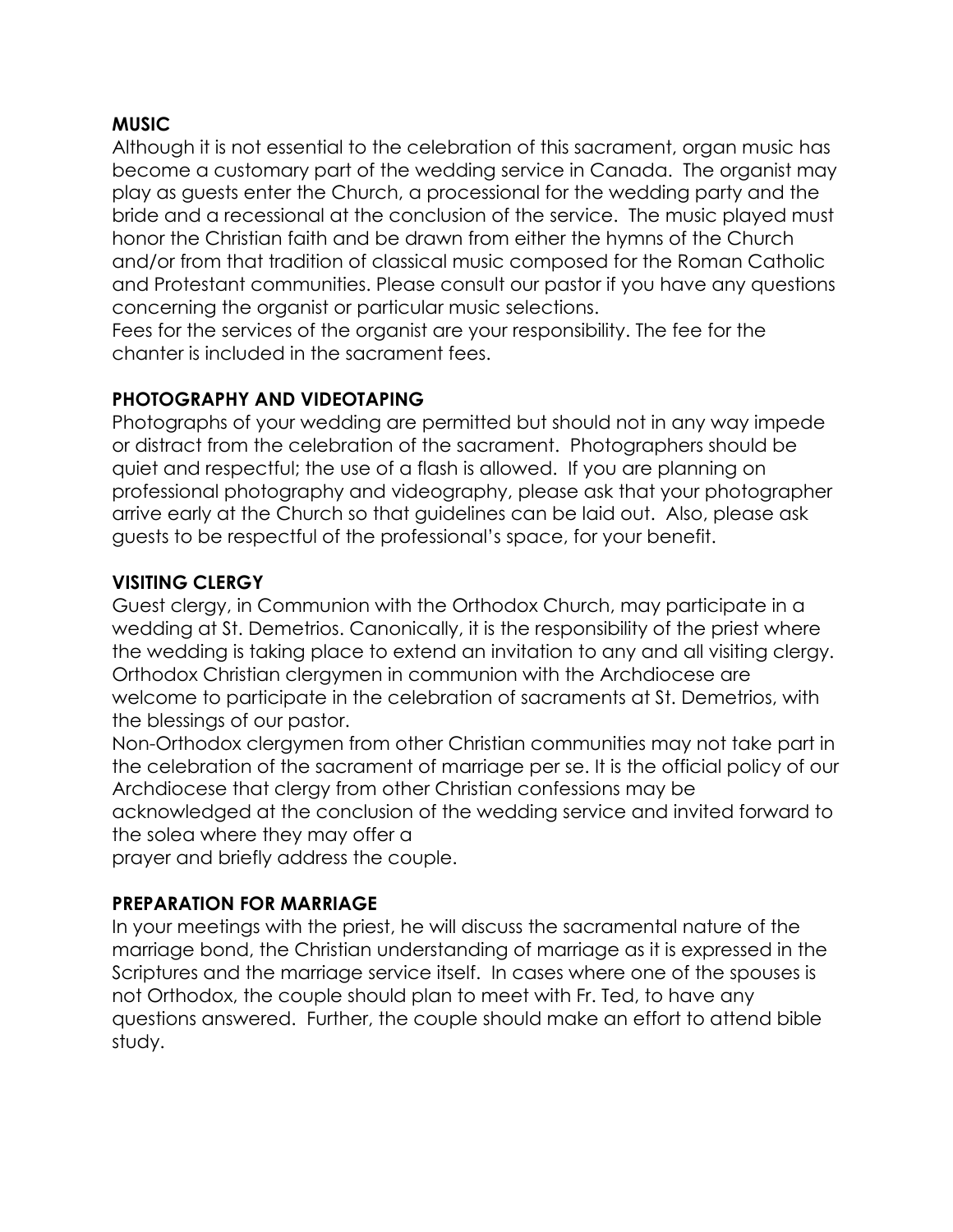## MUSIC

Although it is not essential to the celebration of this sacrament, organ music has become a customary part of the wedding service in Canada. The organist may play as guests enter the Church, a processional for the wedding party and the bride and a recessional at the conclusion of the service. The music played must honor the Christian faith and be drawn from either the hymns of the Church and/or from that tradition of classical music composed for the Roman Catholic and Protestant communities. Please consult our pastor if you have any questions concerning the organist or particular music selections.

Fees for the services of the organist are your responsibility. The fee for the chanter is included in the sacrament fees.

## PHOTOGRAPHY AND VIDEOTAPING

Photographs of your wedding are permitted but should not in any way impede or distract from the celebration of the sacrament. Photographers should be quiet and respectful; the use of a flash is allowed. If you are planning on professional photography and videography, please ask that your photographer arrive early at the Church so that guidelines can be laid out. Also, please ask guests to be respectful of the professional's space, for your benefit.

## VISITING CLERGY

Guest clergy, in Communion with the Orthodox Church, may participate in a wedding at St. Demetrios. Canonically, it is the responsibility of the priest where the wedding is taking place to extend an invitation to any and all visiting clergy. Orthodox Christian clergymen in communion with the Archdiocese are welcome to participate in the celebration of sacraments at St. Demetrios, with the blessings of our pastor.

Non-Orthodox clergymen from other Christian communities may not take part in the celebration of the sacrament of marriage per se. It is the official policy of our Archdiocese that clergy from other Christian confessions may be acknowledged at the conclusion of the wedding service and invited forward to the solea where they may offer a prayer and briefly address the couple.

## PREPARATION FOR MARRIAGE

In your meetings with the priest, he will discuss the sacramental nature of the marriage bond, the Christian understanding of marriage as it is expressed in the Scriptures and the marriage service itself. In cases where one of the spouses is not Orthodox, the couple should plan to meet with Fr. Ted, to have any questions answered. Further, the couple should make an effort to attend bible study.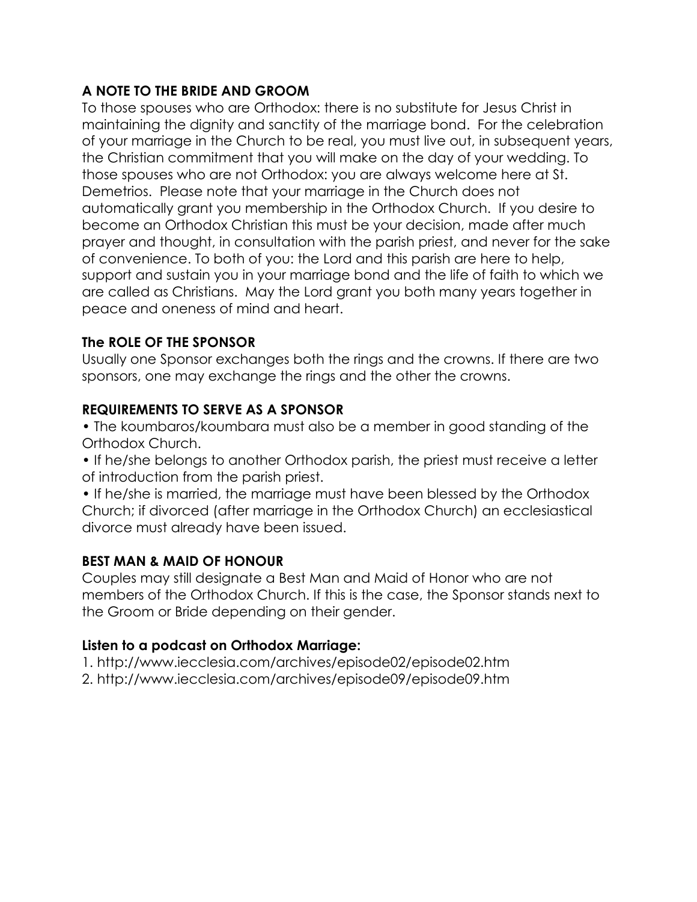### A NOTE TO THE BRIDE AND GROOM

To those spouses who are Orthodox: there is no substitute for Jesus Christ in maintaining the dignity and sanctity of the marriage bond. For the celebration of your marriage in the Church to be real, you must live out, in subsequent years, the Christian commitment that you will make on the day of your wedding. To those spouses who are not Orthodox: you are always welcome here at St. Demetrios. Please note that your marriage in the Church does not automatically grant you membership in the Orthodox Church. If you desire to become an Orthodox Christian this must be your decision, made after much prayer and thought, in consultation with the parish priest, and never for the sake of convenience. To both of you: the Lord and this parish are here to help, support and sustain you in your marriage bond and the life of faith to which we are called as Christians. May the Lord grant you both many years together in peace and oneness of mind and heart.

### The ROLE OF THE SPONSOR

Usually one Sponsor exchanges both the rings and the crowns. If there are two sponsors, one may exchange the rings and the other the crowns.

### REQUIREMENTS TO SERVE AS A SPONSOR

- The koumbaros/koumbara must also be a member in good standing of the Orthodox Church.
- If he/she belongs to another Orthodox parish, the priest must receive a letter of introduction from the parish priest.
- If he/she is married, the marriage must have been blessed by the Orthodox Church; if divorced (after marriage in the Orthodox Church) an ecclesiastical divorce must already have been issued.

### BEST MAN & MAID OF HONOUR

Couples may still designate a Best Man and Maid of Honor who are not members of the Orthodox Church. If this is the case, the Sponsor stands next to the Groom or Bride depending on their gender.

### Listen to a podcast on Orthodox Marriage:

1. http://www.iecclesia.com/archives/episode02/episode02.htm
2. http://www.iecclesia.com/archives/episode09/episode09.htm